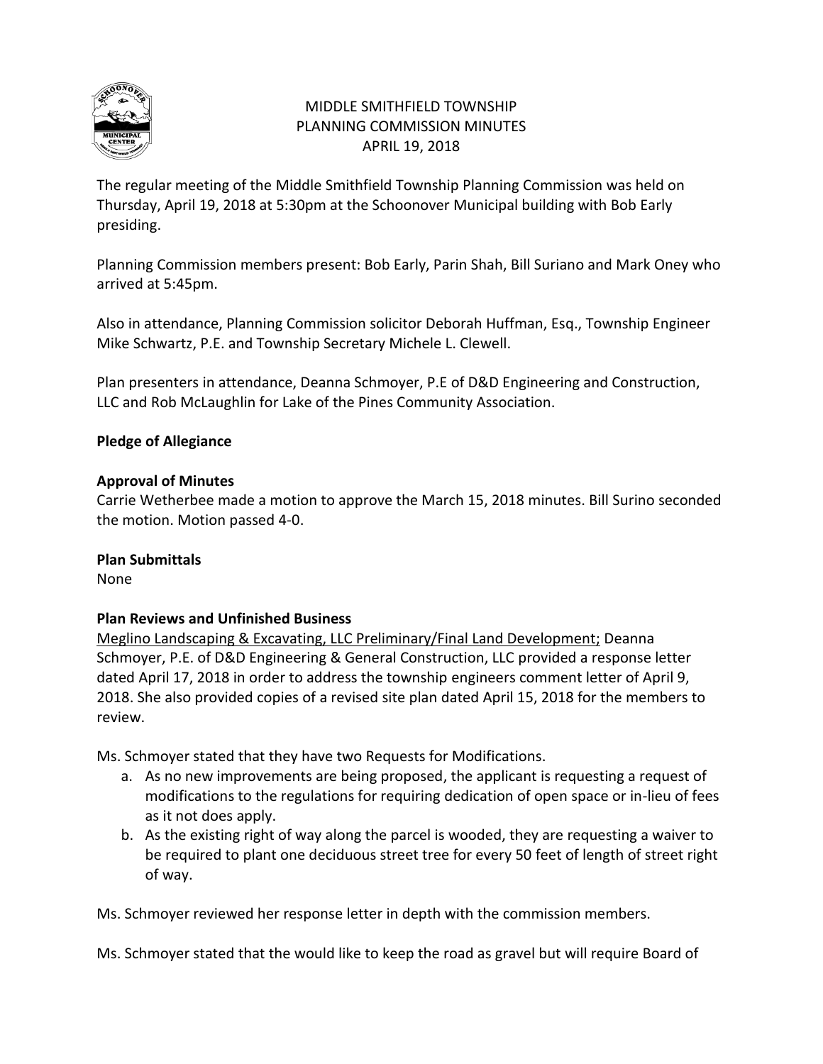# MIDDLE SMITHFIELD TOWNSHIP
## PLANNING COMMISSION MINUTES
### APRIL 19, 2018

The regular meeting of the Middle Smithfield Township Planning Commission was held on Thursday, April 19, 2018 at 5:30pm at the Schoonover Municipal building with Bob Early presiding.

Planning Commission members present: Bob Early, Parin Shah, Bill Suriano and Mark Oney who arrived at 5:45pm.

Also in attendance, Planning Commission solicitor Deborah Huffman, Esq., Township Engineer Mike Schwartz, P.E. and Township Secretary Michele L. Clewell.

Plan presenters in attendance, Deanna Schmoyer, P.E of D&D Engineering and Construction, LLC and Rob McLaughlin for Lake of the Pines Community Association.

**Pledge of Allegiance**

**Approval of Minutes**

Carrie Wetherbee made a motion to approve the March 15, 2018 minutes. Bill Surino seconded the motion. Motion passed 4-0.

**Plan Submittals**

None

**Plan Reviews and Unfinished Business**

<u>Meglino Landscaping & Excavating, LLC Preliminary/Final Land Development;</u> Deanna Schmoyer, P.E. of D&D Engineering & General Construction, LLC provided a response letter dated April 17, 2018 in order to address the township engineers comment letter of April 9, 2018. She also provided copies of a revised site plan dated April 15, 2018 for the members to review.

Ms. Schmoyer stated that they have two Requests for Modifications.

a. As no new improvements are being proposed, the applicant is requesting a request of modifications to the regulations for requiring dedication of open space or in-lieu of fees as it not does apply.
b. As the existing right of way along the parcel is wooded, they are requesting a waiver to be required to plant one deciduous street tree for every 50 feet of length of street right of way.

Ms. Schmoyer reviewed her response letter in depth with the commission members.

Ms. Schmoyer stated that the would like to keep the road as gravel but will require Board of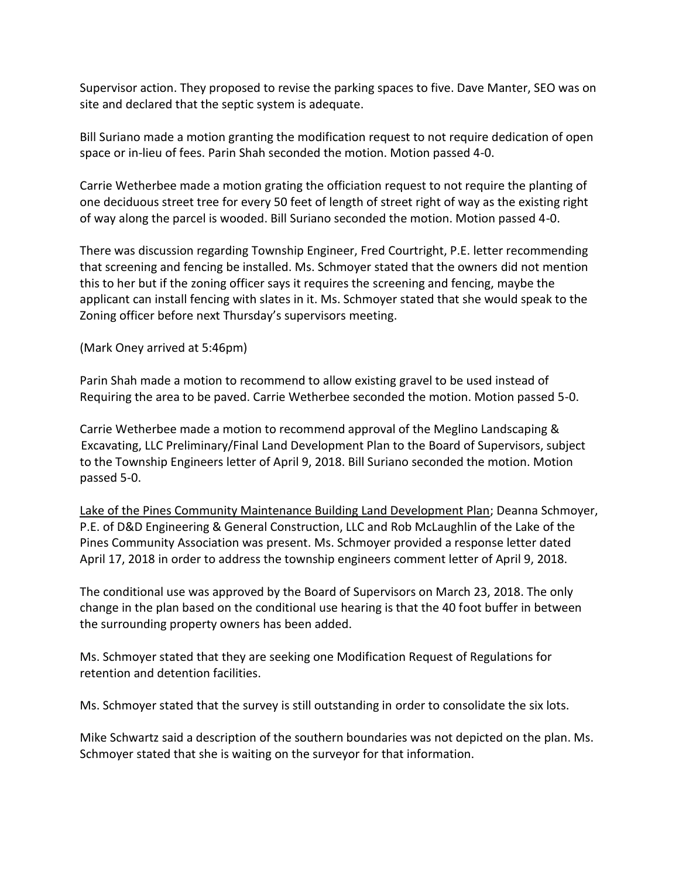Supervisor action. They proposed to revise the parking spaces to five. Dave Manter, SEO was on site and declared that the septic system is adequate.

Bill Suriano made a motion granting the modification request to not require dedication of open space or in-lieu of fees. Parin Shah seconded the motion. Motion passed 4-0.

Carrie Wetherbee made a motion grating the officiation request to not require the planting of one deciduous street tree for every 50 feet of length of street right of way as the existing right of way along the parcel is wooded. Bill Suriano seconded the motion. Motion passed 4-0.

There was discussion regarding Township Engineer, Fred Courtright, P.E. letter recommending that screening and fencing be installed. Ms. Schmoyer stated that the owners did not mention this to her but if the zoning officer says it requires the screening and fencing, maybe the applicant can install fencing with slates in it. Ms. Schmoyer stated that she would speak to the Zoning officer before next Thursday's supervisors meeting.

(Mark Oney arrived at 5:46pm)

Parin Shah made a motion to recommend to allow existing gravel to be used instead of Requiring the area to be paved. Carrie Wetherbee seconded the motion. Motion passed 5-0.

Carrie Wetherbee made a motion to recommend approval of the Meglino Landscaping & Excavating, LLC Preliminary/Final Land Development Plan to the Board of Supervisors, subject to the Township Engineers letter of April 9, 2018. Bill Suriano seconded the motion. Motion passed 5-0.

<u>Lake of the Pines Community Maintenance Building Land Development Plan</u>; Deanna Schmoyer, P.E. of D&D Engineering & General Construction, LLC and Rob McLaughlin of the Lake of the Pines Community Association was present. Ms. Schmoyer provided a response letter dated April 17, 2018 in order to address the township engineers comment letter of April 9, 2018.

The conditional use was approved by the Board of Supervisors on March 23, 2018. The only change in the plan based on the conditional use hearing is that the 40 foot buffer in between the surrounding property owners has been added.

Ms. Schmoyer stated that they are seeking one Modification Request of Regulations for retention and detention facilities.

Ms. Schmoyer stated that the survey is still outstanding in order to consolidate the six lots.

Mike Schwartz said a description of the southern boundaries was not depicted on the plan. Ms. Schmoyer stated that she is waiting on the surveyor for that information.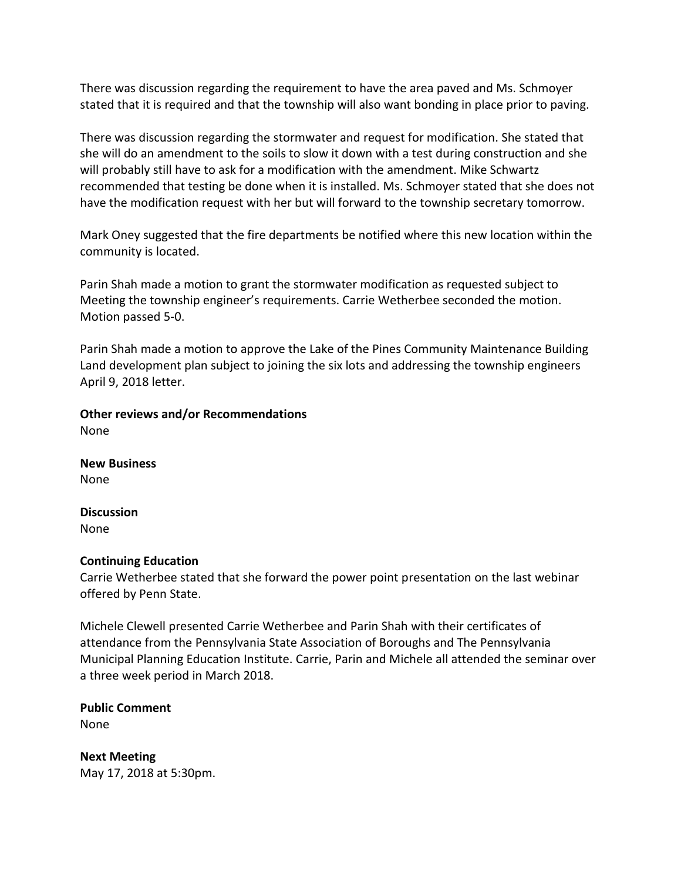There was discussion regarding the requirement to have the area paved and Ms. Schmoyer stated that it is required and that the township will also want bonding in place prior to paving.

There was discussion regarding the stormwater and request for modification. She stated that she will do an amendment to the soils to slow it down with a test during construction and she will probably still have to ask for a modification with the amendment. Mike Schwartz recommended that testing be done when it is installed. Ms. Schmoyer stated that she does not have the modification request with her but will forward to the township secretary tomorrow.

Mark Oney suggested that the fire departments be notified where this new location within the community is located.

Parin Shah made a motion to grant the stormwater modification as requested subject to Meeting the township engineer's requirements. Carrie Wetherbee seconded the motion. Motion passed 5-0.

Parin Shah made a motion to approve the Lake of the Pines Community Maintenance Building Land development plan subject to joining the six lots and addressing the township engineers April 9, 2018 letter.

**Other reviews and/or Recommendations**
None

**New Business**
None

**Discussion**
None

**Continuing Education**
Carrie Wetherbee stated that she forward the power point presentation on the last webinar offered by Penn State.

Michele Clewell presented Carrie Wetherbee and Parin Shah with their certificates of attendance from the Pennsylvania State Association of Boroughs and The Pennsylvania Municipal Planning Education Institute. Carrie, Parin and Michele all attended the seminar over a three week period in March 2018.

**Public Comment**
None

**Next Meeting**
May 17, 2018 at 5:30pm.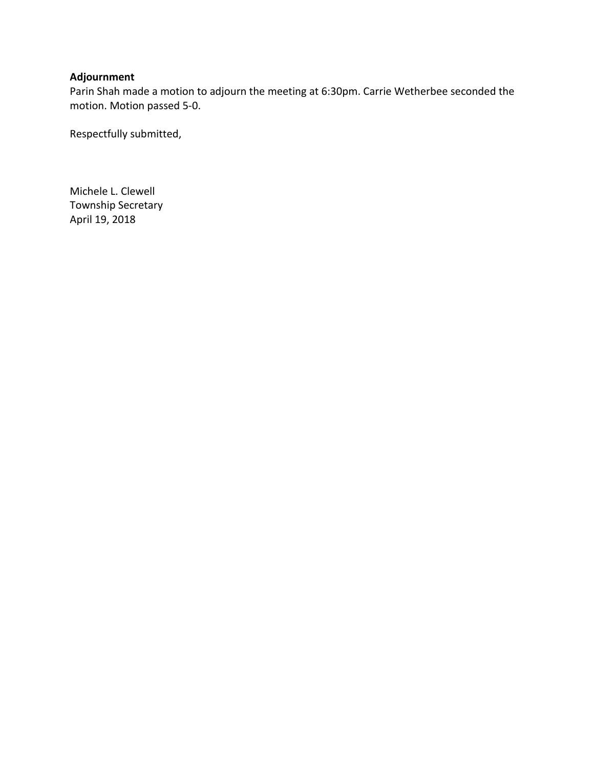**Adjournment**

Parin Shah made a motion to adjourn the meeting at 6:30pm. Carrie Wetherbee seconded the motion. Motion passed 5-0.

Respectfully submitted,

Michele L. Clewell
Township Secretary
April 19, 2018